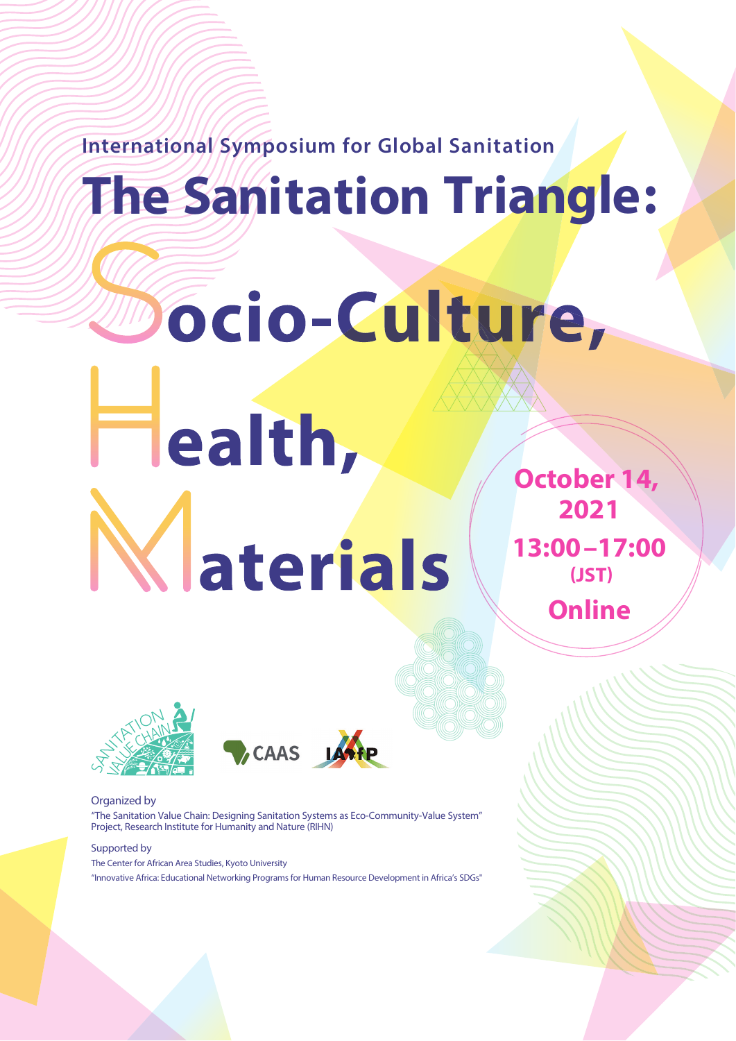International Symposium for Global Sanitation

# The Sanitation Triangle:

# Socio-Culture, Health, Materials

**October 14, 2021**
**13:00–17:00 (JST)**
**Online**

SANITATION VALUE CHAIN

CAAS

IAfP

Organized by

"The Sanitation Value Chain: Designing Sanitation Systems as Eco-Community-Value System" Project, Research Institute for Humanity and Nature (RIHN)

Supported by

The Center for African Area Studies, Kyoto University

"Innovative Africa: Educational Networking Programs for Human Resource Development in Africa's SDGs"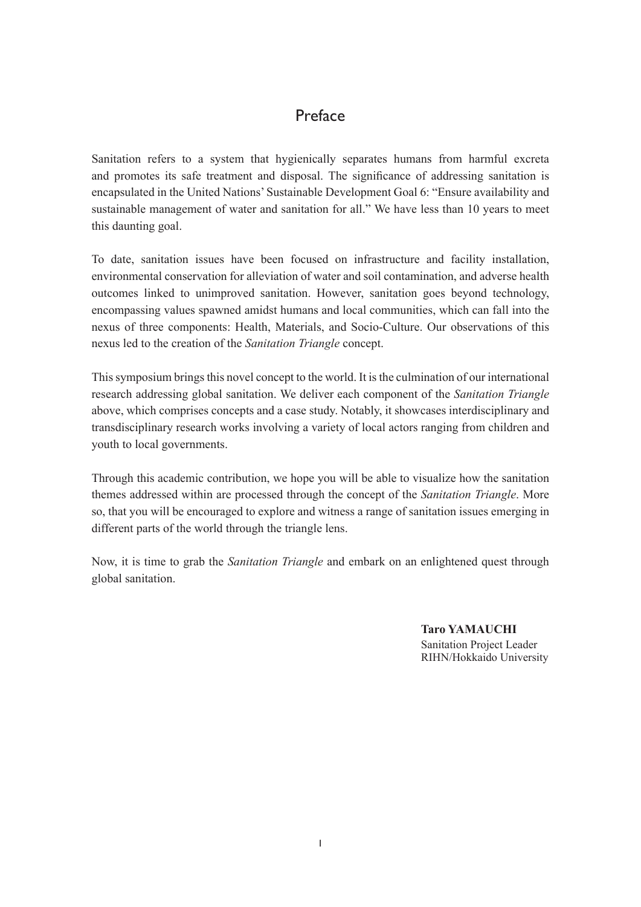# Preface

Sanitation refers to a system that hygienically separates humans from harmful excreta and promotes its safe treatment and disposal. The significance of addressing sanitation is encapsulated in the United Nations' Sustainable Development Goal 6: "Ensure availability and sustainable management of water and sanitation for all." We have less than 10 years to meet this daunting goal.

To date, sanitation issues have been focused on infrastructure and facility installation, environmental conservation for alleviation of water and soil contamination, and adverse health outcomes linked to unimproved sanitation. However, sanitation goes beyond technology, encompassing values spawned amidst humans and local communities, which can fall into the nexus of three components: Health, Materials, and Socio-Culture. Our observations of this nexus led to the creation of the *Sanitation Triangle* concept.

This symposium brings this novel concept to the world. It is the culmination of our international research addressing global sanitation. We deliver each component of the *Sanitation Triangle* above, which comprises concepts and a case study. Notably, it showcases interdisciplinary and transdisciplinary research works involving a variety of local actors ranging from children and youth to local governments.

Through this academic contribution, we hope you will be able to visualize how the sanitation themes addressed within are processed through the concept of the *Sanitation Triangle*. More so, that you will be encouraged to explore and witness a range of sanitation issues emerging in different parts of the world through the triangle lens.

Now, it is time to grab the *Sanitation Triangle* and embark on an enlightened quest through global sanitation.

**Taro YAMAUCHI**
Sanitation Project Leader
RIHN/Hokkaido University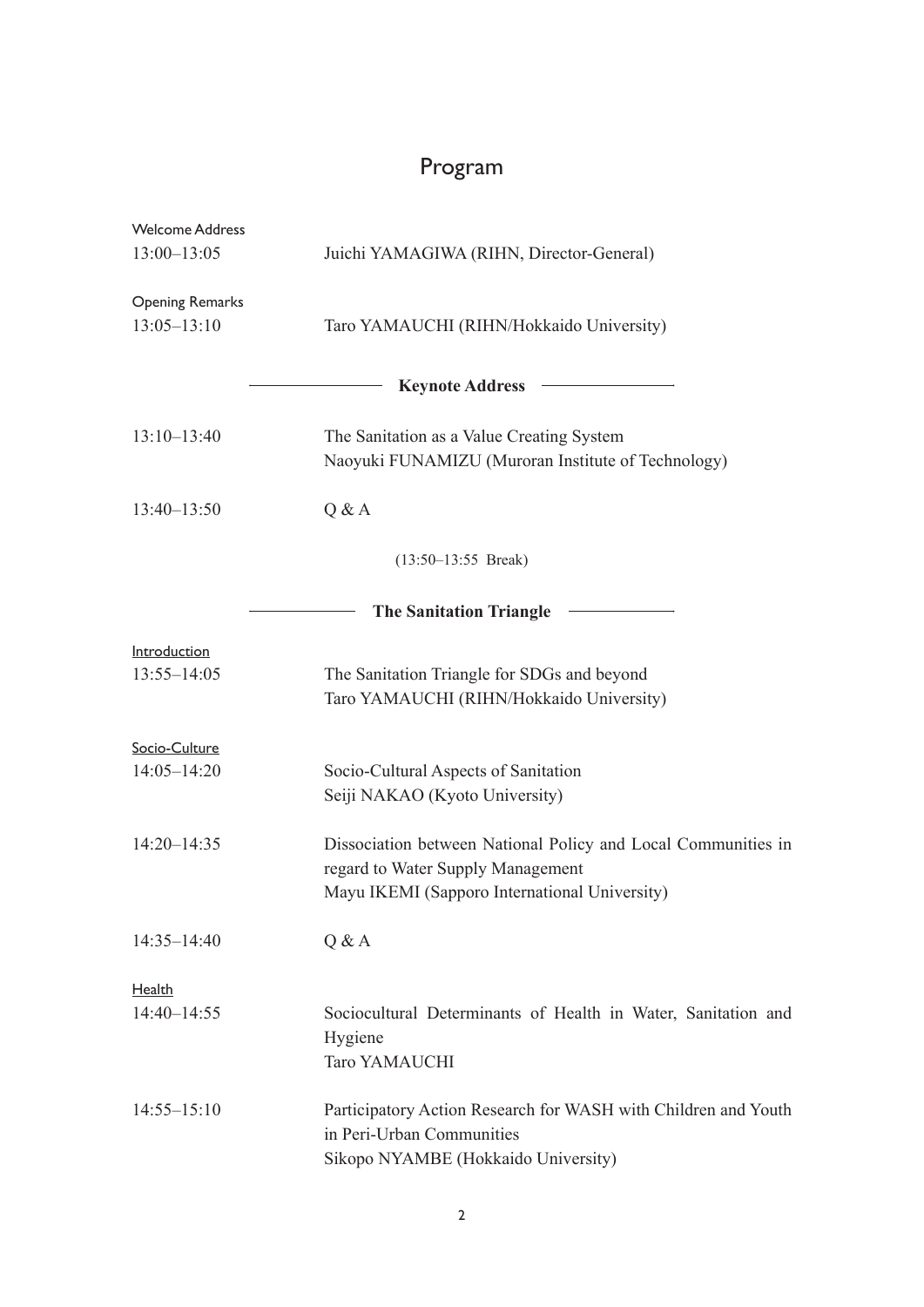# Program

Welcome Address

13:00–13:05 Juichi YAMAGIWA (RIHN, Director-General)

Opening Remarks

13:05–13:10 Taro YAMAUCHI (RIHN/Hokkaido University)

## Keynote Address

13:10–13:40 The Sanitation as a Value Creating System
Naoyuki FUNAMIZU (Muroran Institute of Technology)

13:40–13:50 Q & A

(13:50–13:55 Break)

## The Sanitation Triangle

Introduction

13:55–14:05 The Sanitation Triangle for SDGs and beyond
Taro YAMAUCHI (RIHN/Hokkaido University)

Socio-Culture

14:05–14:20 Socio-Cultural Aspects of Sanitation
Seiji NAKAO (Kyoto University)

14:20–14:35 Dissociation between National Policy and Local Communities in regard to Water Supply Management
Mayu IKEMI (Sapporo International University)

14:35–14:40 Q & A

Health

14:40–14:55 Sociocultural Determinants of Health in Water, Sanitation and Hygiene
Taro YAMAUCHI

14:55–15:10 Participatory Action Research for WASH with Children and Youth in Peri-Urban Communities
Sikopo NYAMBE (Hokkaido University)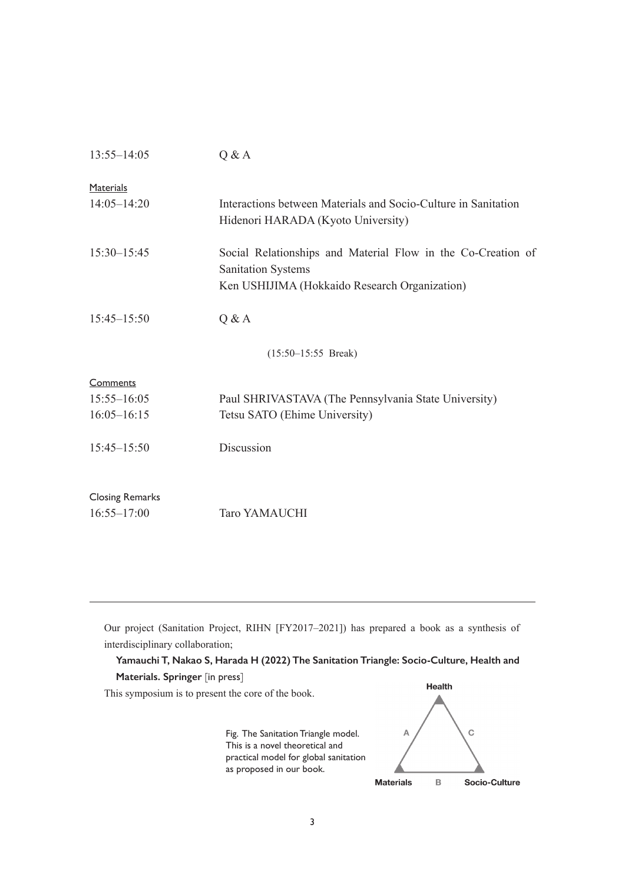13:55–14:05 Q & A

Materials

14:05–14:20 Interactions between Materials and Socio-Culture in Sanitation
Hidenori HARADA (Kyoto University)

15:30–15:45 Social Relationships and Material Flow in the Co-Creation of Sanitation Systems
Ken USHIJIMA (Hokkaido Research Organization)

15:45–15:50 Q & A

(15:50–15:55 Break)

Comments

15:55–16:05 Paul SHRIVASTAVA (The Pennsylvania State University)

16:05–16:15 Tetsu SATO (Ehime University)

15:45–15:50 Discussion

Closing Remarks

16:55–17:00 Taro YAMAUCHI

---

Our project (Sanitation Project, RIHN [FY2017–2021]) has prepared a book as a synthesis of interdisciplinary collaboration;

**Yamauchi T, Nakao S, Harada H (2022) The Sanitation Triangle: Socio-Culture, Health and Materials. Springer** [in press]

This symposium is to present the core of the book.

Health

A

C

Materials

B

Socio-Culture

Fig. The Sanitation Triangle model. This is a novel theoretical and practical model for global sanitation as proposed in our book.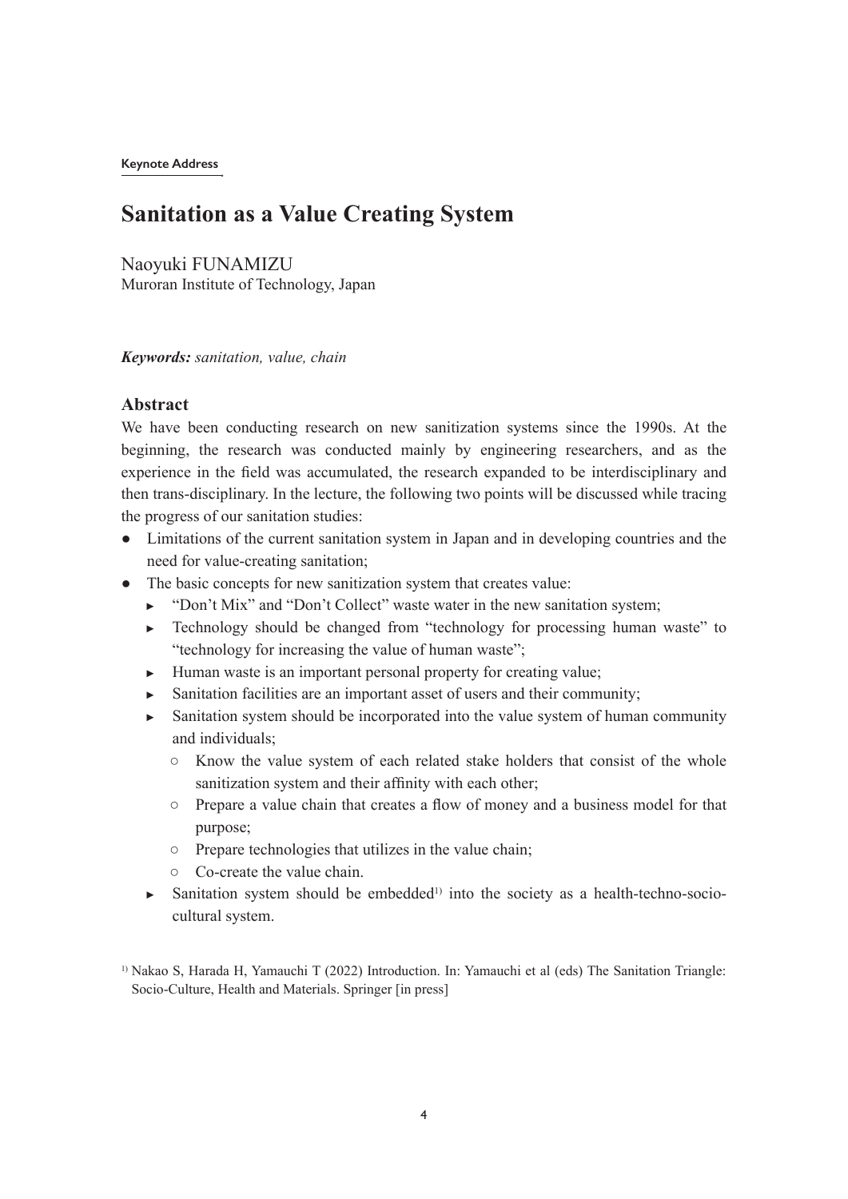**Keynote Address**

# Sanitation as a Value Creating System

Naoyuki FUNAMIZU
Muroran Institute of Technology, Japan

***Keywords:*** *sanitation, value, chain*

## Abstract

We have been conducting research on new sanitization systems since the 1990s. At the beginning, the research was conducted mainly by engineering researchers, and as the experience in the field was accumulated, the research expanded to be interdisciplinary and then trans-disciplinary. In the lecture, the following two points will be discussed while tracing the progress of our sanitation studies:

- Limitations of the current sanitation system in Japan and in developing countries and the need for value-creating sanitation;
- The basic concepts for new sanitization system that creates value:
  - "Don't Mix" and "Don't Collect" waste water in the new sanitation system;
  - Technology should be changed from "technology for processing human waste" to "technology for increasing the value of human waste";
  - Human waste is an important personal property for creating value;
  - Sanitation facilities are an important asset of users and their community;
  - Sanitation system should be incorporated into the value system of human community and individuals;
    - Know the value system of each related stake holders that consist of the whole sanitization system and their affinity with each other;
    - Prepare a value chain that creates a flow of money and a business model for that purpose;
    - Prepare technologies that utilizes in the value chain;
    - Co-create the value chain.
  - Sanitation system should be embedded[1)] into the society as a health-techno-socio-cultural system.

[1)] Nakao S, Harada H, Yamauchi T (2022) Introduction. In: Yamauchi et al (eds) The Sanitation Triangle: Socio-Culture, Health and Materials. Springer [in press]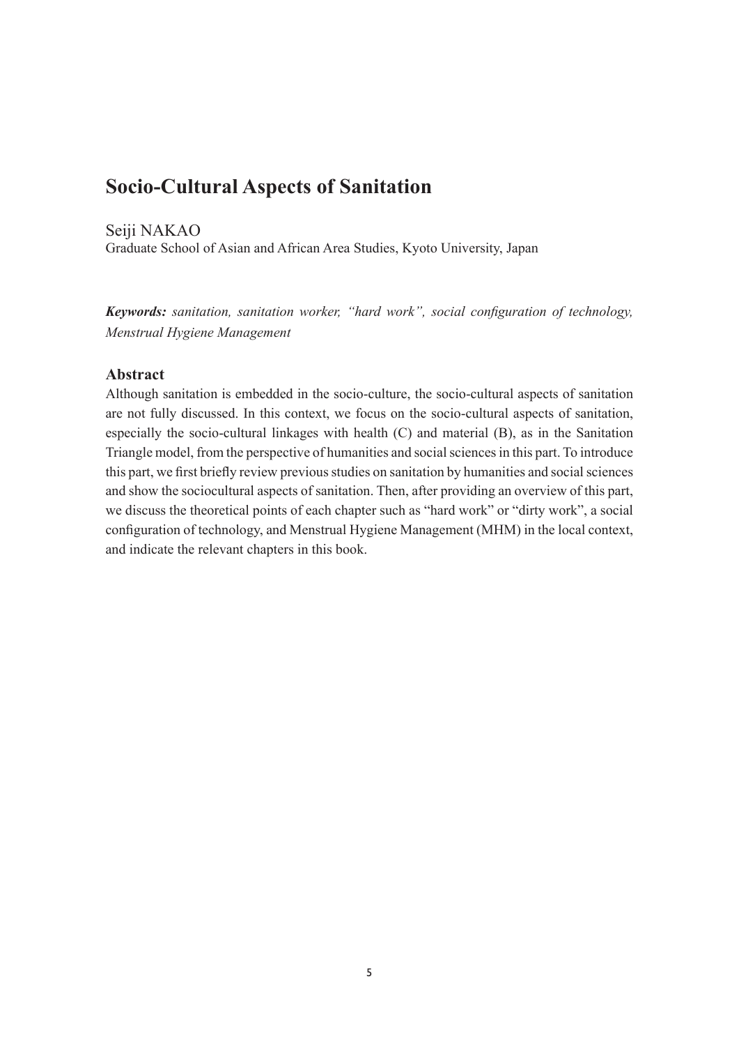# Socio-Cultural Aspects of Sanitation

Seiji NAKAO

Graduate School of Asian and African Area Studies, Kyoto University, Japan

***Keywords:*** *sanitation, sanitation worker, "hard work", social configuration of technology, Menstrual Hygiene Management*

## Abstract

Although sanitation is embedded in the socio-culture, the socio-cultural aspects of sanitation are not fully discussed. In this context, we focus on the socio-cultural aspects of sanitation, especially the socio-cultural linkages with health (C) and material (B), as in the Sanitation Triangle model, from the perspective of humanities and social sciences in this part. To introduce this part, we first briefly review previous studies on sanitation by humanities and social sciences and show the sociocultural aspects of sanitation. Then, after providing an overview of this part, we discuss the theoretical points of each chapter such as "hard work" or "dirty work", a social configuration of technology, and Menstrual Hygiene Management (MHM) in the local context, and indicate the relevant chapters in this book.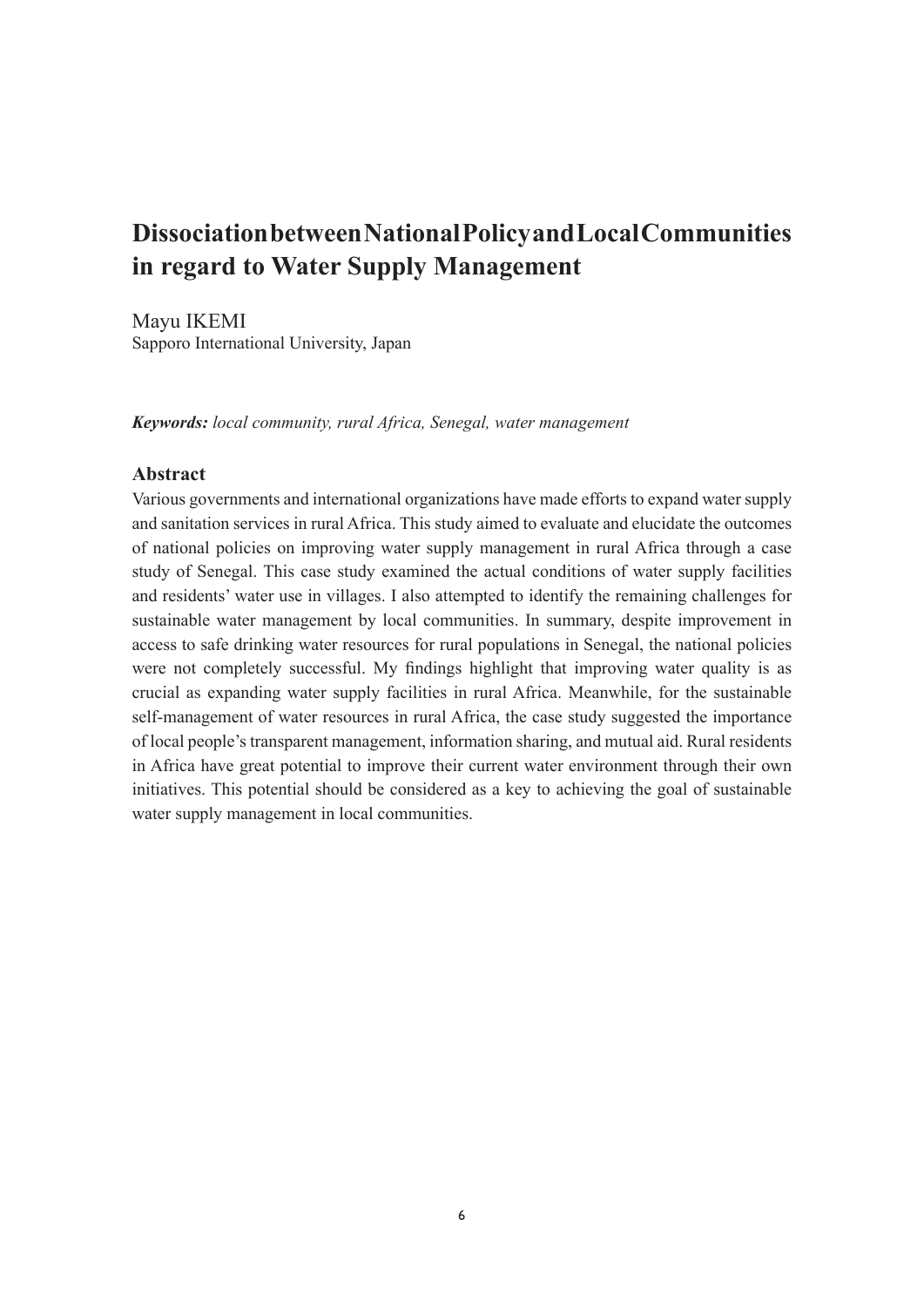# Dissociation between National Policy and Local Communities in regard to Water Supply Management

Mayu IKEMI
Sapporo International University, Japan

***Keywords:*** *local community, rural Africa, Senegal, water management*

## Abstract

Various governments and international organizations have made efforts to expand water supply and sanitation services in rural Africa. This study aimed to evaluate and elucidate the outcomes of national policies on improving water supply management in rural Africa through a case study of Senegal. This case study examined the actual conditions of water supply facilities and residents' water use in villages. I also attempted to identify the remaining challenges for sustainable water management by local communities. In summary, despite improvement in access to safe drinking water resources for rural populations in Senegal, the national policies were not completely successful. My findings highlight that improving water quality is as crucial as expanding water supply facilities in rural Africa. Meanwhile, for the sustainable self-management of water resources in rural Africa, the case study suggested the importance of local people's transparent management, information sharing, and mutual aid. Rural residents in Africa have great potential to improve their current water environment through their own initiatives. This potential should be considered as a key to achieving the goal of sustainable water supply management in local communities.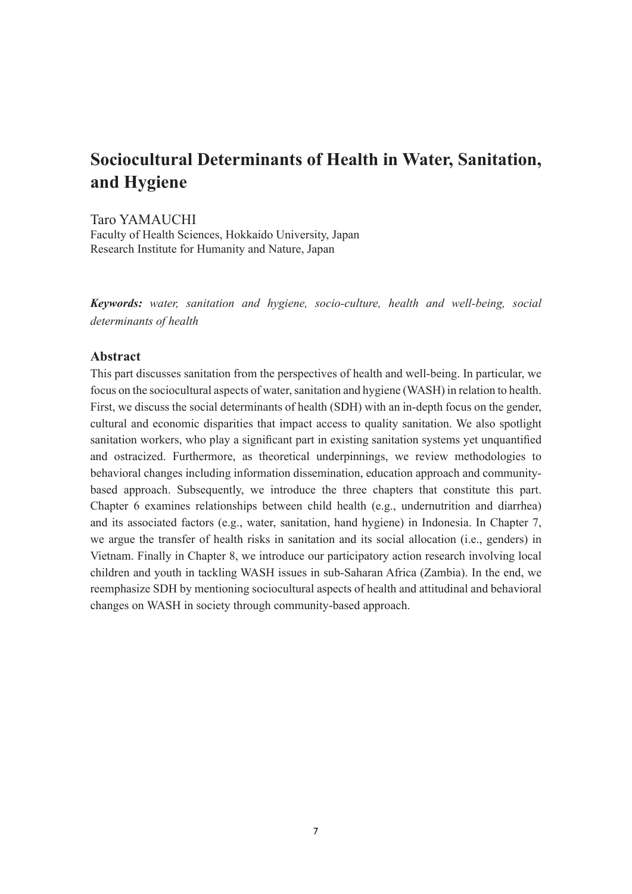# Sociocultural Determinants of Health in Water, Sanitation, and Hygiene

Taro YAMAUCHI

Faculty of Health Sciences, Hokkaido University, Japan
Research Institute for Humanity and Nature, Japan

***Keywords:*** *water, sanitation and hygiene, socio-culture, health and well-being, social determinants of health*

## Abstract

This part discusses sanitation from the perspectives of health and well-being. In particular, we focus on the sociocultural aspects of water, sanitation and hygiene (WASH) in relation to health. First, we discuss the social determinants of health (SDH) with an in-depth focus on the gender, cultural and economic disparities that impact access to quality sanitation. We also spotlight sanitation workers, who play a significant part in existing sanitation systems yet unquantified and ostracized. Furthermore, as theoretical underpinnings, we review methodologies to behavioral changes including information dissemination, education approach and community-based approach. Subsequently, we introduce the three chapters that constitute this part. Chapter 6 examines relationships between child health (e.g., undernutrition and diarrhea) and its associated factors (e.g., water, sanitation, hand hygiene) in Indonesia. In Chapter 7, we argue the transfer of health risks in sanitation and its social allocation (i.e., genders) in Vietnam. Finally in Chapter 8, we introduce our participatory action research involving local children and youth in tackling WASH issues in sub-Saharan Africa (Zambia). In the end, we reemphasize SDH by mentioning sociocultural aspects of health and attitudinal and behavioral changes on WASH in society through community-based approach.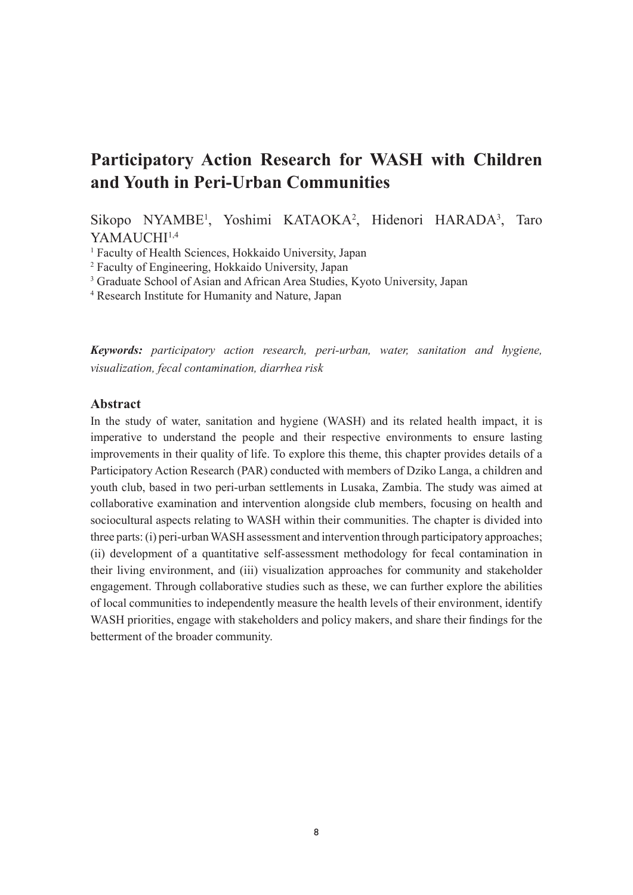# Participatory Action Research for WASH with Children and Youth in Peri-Urban Communities

Sikopo NYAMBE[1], Yoshimi KATAOKA[2], Hidenori HARADA[3], Taro YAMAUCHI[1,4]

[1] Faculty of Health Sciences, Hokkaido University, Japan
[2] Faculty of Engineering, Hokkaido University, Japan
[3] Graduate School of Asian and African Area Studies, Kyoto University, Japan
[4] Research Institute for Humanity and Nature, Japan

***Keywords:*** *participatory action research, peri-urban, water, sanitation and hygiene, visualization, fecal contamination, diarrhea risk*

## Abstract

In the study of water, sanitation and hygiene (WASH) and its related health impact, it is imperative to understand the people and their respective environments to ensure lasting improvements in their quality of life. To explore this theme, this chapter provides details of a Participatory Action Research (PAR) conducted with members of Dziko Langa, a children and youth club, based in two peri-urban settlements in Lusaka, Zambia. The study was aimed at collaborative examination and intervention alongside club members, focusing on health and sociocultural aspects relating to WASH within their communities. The chapter is divided into three parts: (i) peri-urban WASH assessment and intervention through participatory approaches; (ii) development of a quantitative self-assessment methodology for fecal contamination in their living environment, and (iii) visualization approaches for community and stakeholder engagement. Through collaborative studies such as these, we can further explore the abilities of local communities to independently measure the health levels of their environment, identify WASH priorities, engage with stakeholders and policy makers, and share their findings for the betterment of the broader community.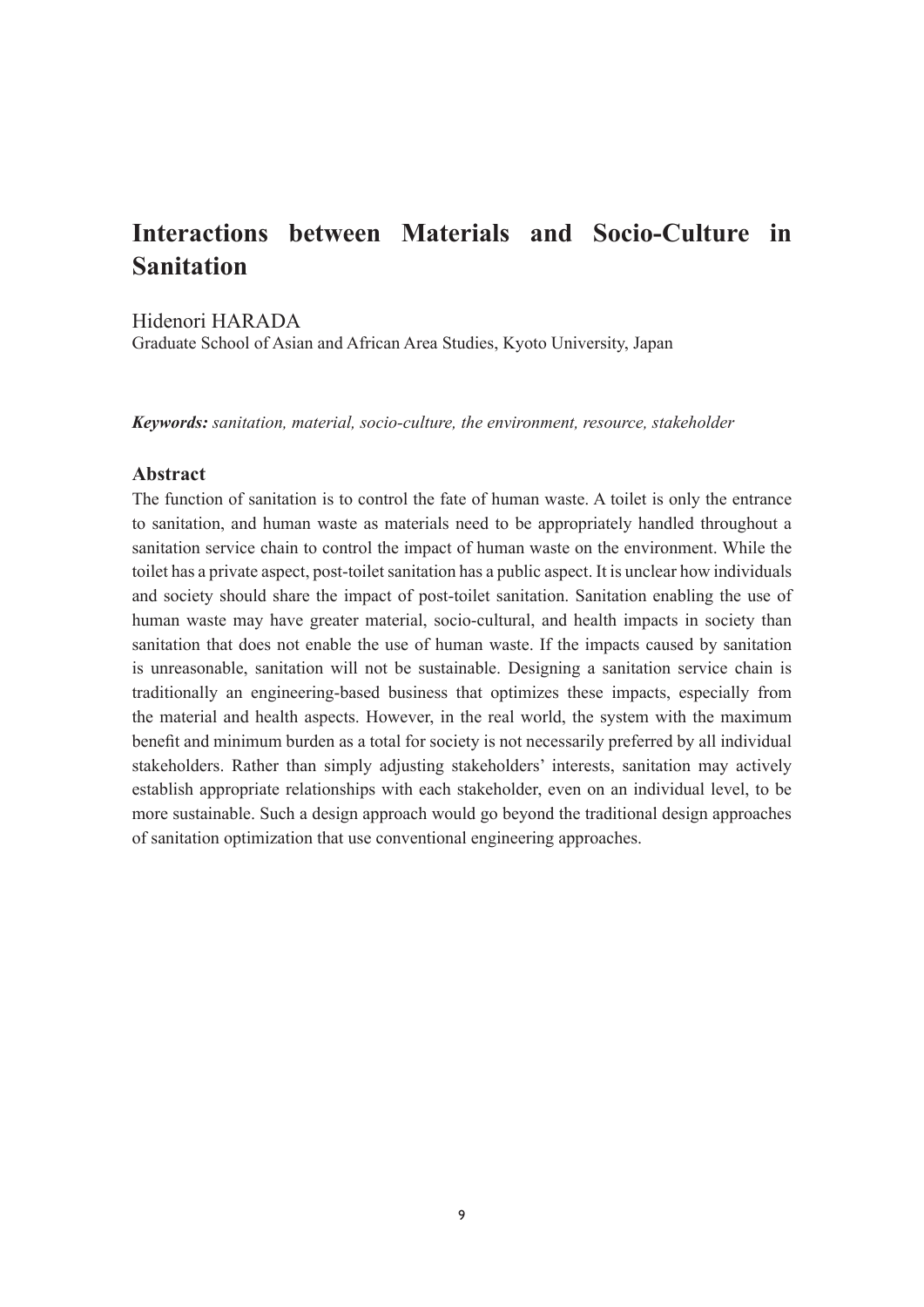# Interactions between Materials and Socio-Culture in Sanitation

Hidenori HARADA
Graduate School of Asian and African Area Studies, Kyoto University, Japan

***Keywords:*** *sanitation, material, socio-culture, the environment, resource, stakeholder*

### Abstract

The function of sanitation is to control the fate of human waste. A toilet is only the entrance to sanitation, and human waste as materials need to be appropriately handled throughout a sanitation service chain to control the impact of human waste on the environment. While the toilet has a private aspect, post-toilet sanitation has a public aspect. It is unclear how individuals and society should share the impact of post-toilet sanitation. Sanitation enabling the use of human waste may have greater material, socio-cultural, and health impacts in society than sanitation that does not enable the use of human waste. If the impacts caused by sanitation is unreasonable, sanitation will not be sustainable. Designing a sanitation service chain is traditionally an engineering-based business that optimizes these impacts, especially from the material and health aspects. However, in the real world, the system with the maximum benefit and minimum burden as a total for society is not necessarily preferred by all individual stakeholders. Rather than simply adjusting stakeholders' interests, sanitation may actively establish appropriate relationships with each stakeholder, even on an individual level, to be more sustainable. Such a design approach would go beyond the traditional design approaches of sanitation optimization that use conventional engineering approaches.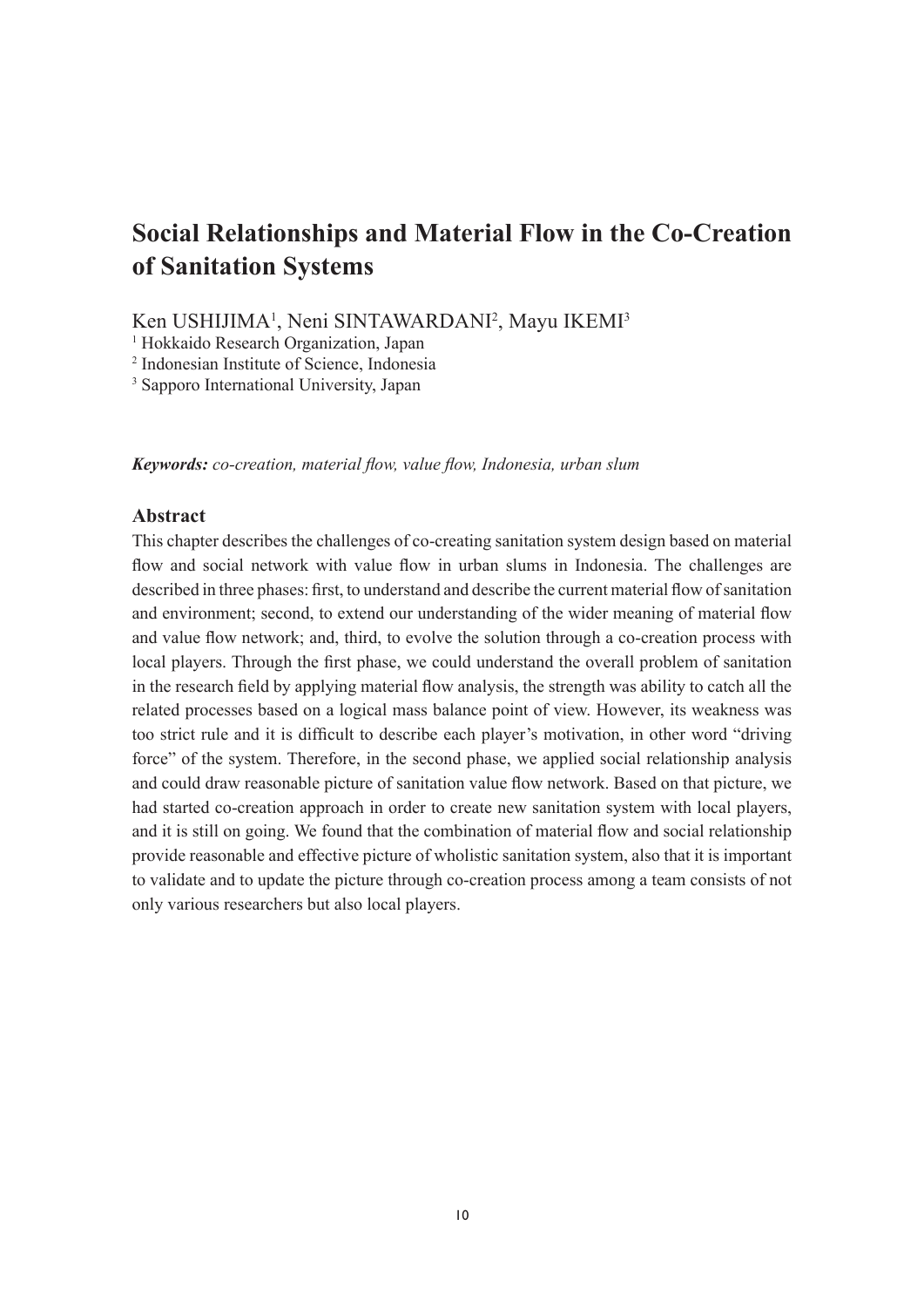# Social Relationships and Material Flow in the Co-Creation of Sanitation Systems

Ken USHIJIMA[1], Neni SINTAWARDANI[2], Mayu IKEMI[3]

[1] Hokkaido Research Organization, Japan
[2] Indonesian Institute of Science, Indonesia
[3] Sapporo International University, Japan

***Keywords:*** *co-creation, material flow, value flow, Indonesia, urban slum*

## Abstract

This chapter describes the challenges of co-creating sanitation system design based on material flow and social network with value flow in urban slums in Indonesia. The challenges are described in three phases: first, to understand and describe the current material flow of sanitation and environment; second, to extend our understanding of the wider meaning of material flow and value flow network; and, third, to evolve the solution through a co-creation process with local players. Through the first phase, we could understand the overall problem of sanitation in the research field by applying material flow analysis, the strength was ability to catch all the related processes based on a logical mass balance point of view. However, its weakness was too strict rule and it is difficult to describe each player's motivation, in other word "driving force" of the system. Therefore, in the second phase, we applied social relationship analysis and could draw reasonable picture of sanitation value flow network. Based on that picture, we had started co-creation approach in order to create new sanitation system with local players, and it is still on going. We found that the combination of material flow and social relationship provide reasonable and effective picture of wholistic sanitation system, also that it is important to validate and to update the picture through co-creation process among a team consists of not only various researchers but also local players.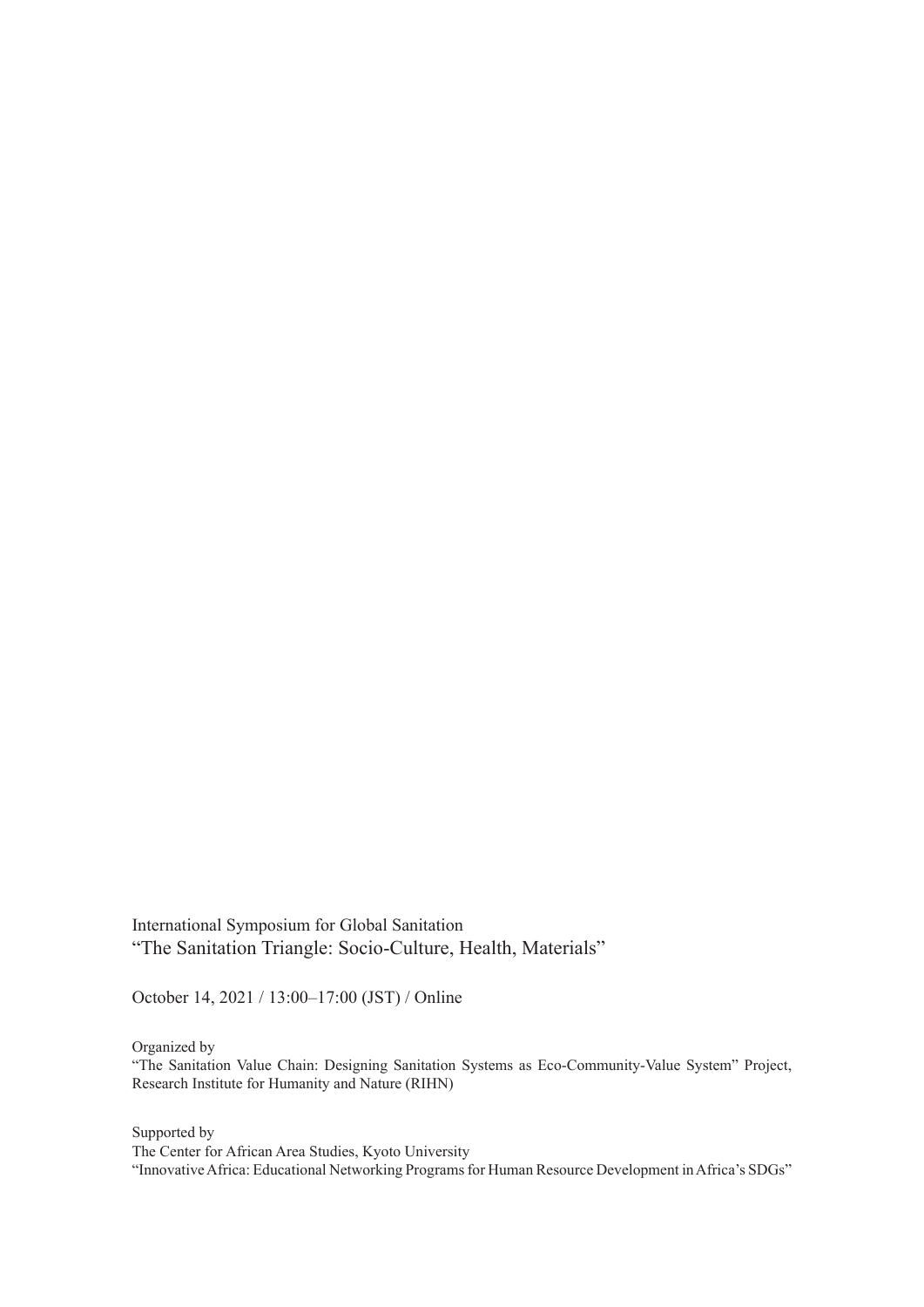International Symposium for Global Sanitation
"The Sanitation Triangle: Socio-Culture, Health, Materials"

October 14, 2021 / 13:00–17:00 (JST) / Online

Organized by
"The Sanitation Value Chain: Designing Sanitation Systems as Eco-Community-Value System" Project, Research Institute for Humanity and Nature (RIHN)

Supported by
The Center for African Area Studies, Kyoto University
"Innovative Africa: Educational Networking Programs for Human Resource Development in Africa's SDGs"